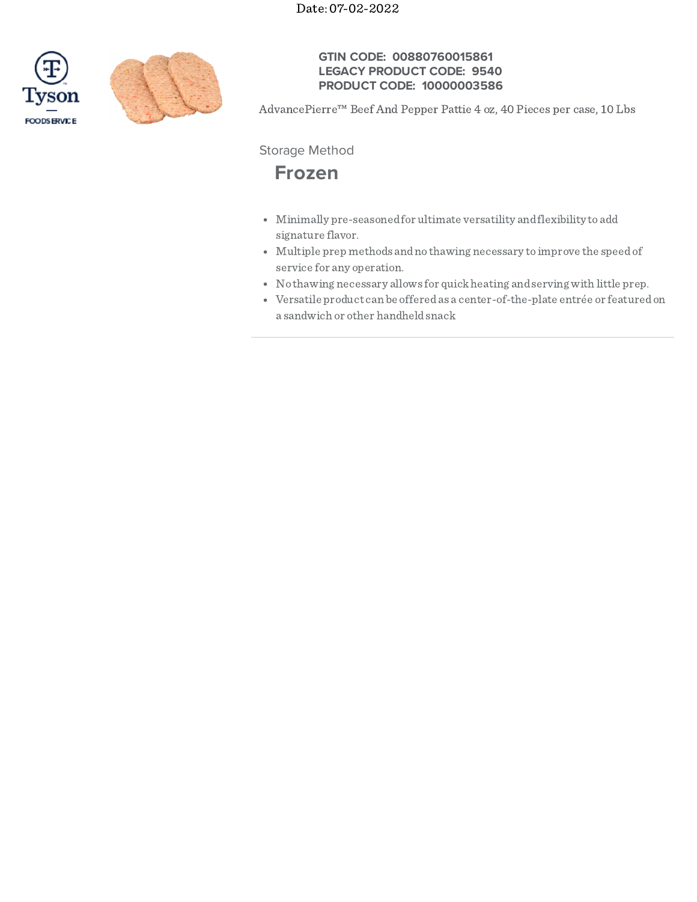Date: 07-02-2022

**GTIN CODE: 00880760015861**
**LEGACY PRODUCT CODE: 9540**
**PRODUCT CODE: 10000003586**

AdvancePierre™ Beef And Pepper Pattie 4 oz, 40 Pieces per case, 10 Lbs

Storage Method

## Frozen

- Minimally pre-seasoned for ultimate versatility and flexibility to add signature flavor.
- Multiple prep methods and no thawing necessary to improve the speed of service for any operation.
- No thawing necessary allows for quick heating and serving with little prep.
- Versatile product can be offered as a center-of-the-plate entrée or featured on a sandwich or other handheld snack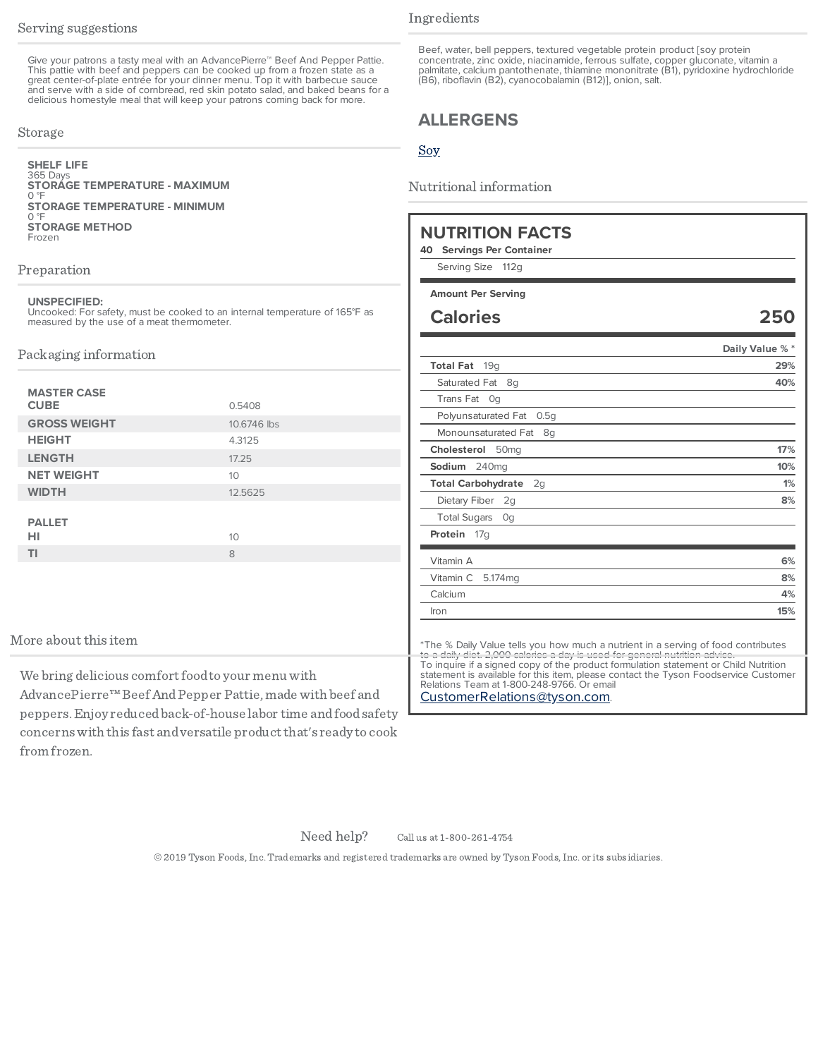## Serving suggestions

Give your patrons a tasty meal with an AdvancePierre™ Beef And Pepper Pattie. This pattie with beef and peppers can be cooked up from a frozen state as a great center-of-plate entrée for your dinner menu. Top it with barbecue sauce and serve with a side of cornbread, red skin potato salad, and baked beans for a delicious homestyle meal that will keep your patrons coming back for more.

## Storage

**SHELF LIFE**
365 Days
**STORAGE TEMPERATURE - MAXIMUM**
0 °F
**STORAGE TEMPERATURE - MINIMUM**
0 °F
**STORAGE METHOD**
Frozen

## Preparation

**UNSPECIFIED:**
Uncooked: For safety, must be cooked to an internal temperature of 165°F as measured by the use of a meat thermometer.

## Packaging information

| MASTER CASE | |
|---|---|
| CUBE | 0.5408 |
| GROSS WEIGHT | 10.6746 lbs |
| HEIGHT | 4.3125 |
| LENGTH | 17.25 |
| NET WEIGHT | 10 |
| WIDTH | 12.5625 |

| PALLET | |
|---|---|
| HI | 10 |
| TI | 8 |

## More about this item

We bring delicious comfort food to your menu with AdvancePierre™ Beef And Pepper Pattie, made with beef and peppers. Enjoy reduced back-of-house labor time and food safety concerns with this fast and versatile product that's ready to cook from frozen.

## Ingredients

Beef, water, bell peppers, textured vegetable protein product [soy protein concentrate, zinc oxide, niacinamide, ferrous sulfate, copper gluconate, vitamin a palmitate, calcium pantothenate, thiamine mononitrate (B1), pyridoxine hydrochloride (B6), riboflavin (B2), cyanocobalamin (B12)], onion, salt.

## ALLERGENS

Soy

## Nutritional information

### NUTRITION FACTS

**40 Servings Per Container**

Serving Size 112g

**Amount Per Serving**

| | |
|---|---|
| **Calories** | **250** |
| | **Daily Value % \*** |
| **Total Fat** 19g | **29%** |
| Saturated Fat 8g | **40%** |
| Trans Fat 0g | |
| Polyunsaturated Fat 0.5g | |
| Monounsaturated Fat 8g | |
| **Cholesterol** 50mg | **17%** |
| **Sodium** 240mg | **10%** |
| **Total Carbohydrate** 2g | **1%** |
| Dietary Fiber 2g | **8%** |
| Total Sugars 0g | |
| **Protein** 17g | |
| Vitamin A | **6%** |
| Vitamin C 5.174mg | **8%** |
| Calcium | **4%** |
| Iron | **15%** |

*The % Daily Value tells you how much a nutrient in a serving of food contributes to a daily diet. 2,000 calories a day is used for general nutrition advice.
To inquire if a signed copy of the product formulation statement or Child Nutrition statement is available for this item, please contact the Tyson Foodservice Customer Relations Team at 1-800-248-9766. Or email CustomerRelations@tyson.com.

Need help? Call us at 1-800-261-4754

© 2019 Tyson Foods, Inc. Trademarks and registered trademarks are owned by Tyson Foods, Inc. or its subsidiaries.